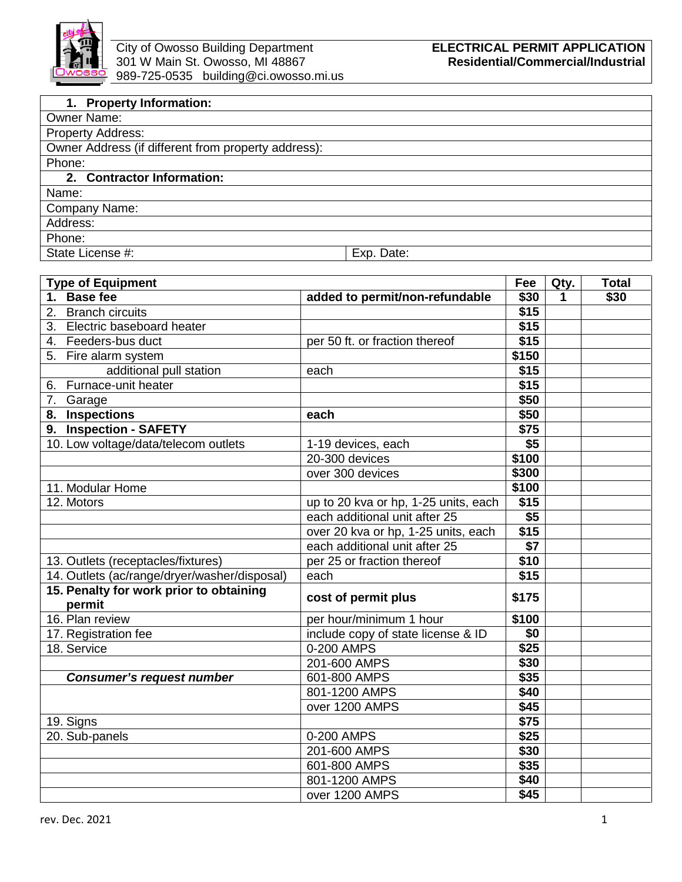City of Owosso Building Department
301 W Main St. Owosso, MI 48867
989-725-0535 building@ci.owosso.mi.us

**ELECTRICAL PERMIT APPLICATION**
**Residential/Commercial/Industrial**

| **1. Property Information:** | |
|---|---|
| Owner Name: | |
| Property Address: | |
| Owner Address (if different from property address): | |
| Phone: | |
| **2. Contractor Information:** | |
| Name: | |
| Company Name: | |
| Address: | |
| Phone: | |
| State License #: | Exp. Date: |

| **Type of Equipment** | | **Fee** | **Qty.** | **Total** |
|---|---|---|---|---|
| **1. Base fee** | **added to permit/non-refundable** | **$30** | **1** | **$30** |
| 2. Branch circuits | | **$15** | | |
| 3. Electric baseboard heater | | **$15** | | |
| 4. Feeders-bus duct | per 50 ft. or fraction thereof | **$15** | | |
| 5. Fire alarm system | | **$150** | | |
| additional pull station | each | **$15** | | |
| 6. Furnace-unit heater | | **$15** | | |
| 7. Garage | | **$50** | | |
| **8. Inspections** | **each** | **$50** | | |
| **9. Inspection - SAFETY** | | **$75** | | |
| 10. Low voltage/data/telecom outlets | 1-19 devices, each | **$5** | | |
| | 20-300 devices | **$100** | | |
| | over 300 devices | **$300** | | |
| 11. Modular Home | | **$100** | | |
| 12. Motors | up to 20 kva or hp, 1-25 units, each | **$15** | | |
| | each additional unit after 25 | **$5** | | |
| | over 20 kva or hp, 1-25 units, each | **$15** | | |
| | each additional unit after 25 | **$7** | | |
| 13. Outlets (receptacles/fixtures) | per 25 or fraction thereof | **$10** | | |
| 14. Outlets (ac/range/dryer/washer/disposal) | each | **$15** | | |
| **15. Penalty for work prior to obtaining permit** | **cost of permit plus** | **$175** | | |
| 16. Plan review | per hour/minimum 1 hour | **$100** | | |
| 17. Registration fee | include copy of state license & ID | **$0** | | |
| 18. Service | 0-200 AMPS | **$25** | | |
| | 201-600 AMPS | **$30** | | |
| ***Consumer's request number*** | 601-800 AMPS | **$35** | | |
| | 801-1200 AMPS | **$40** | | |
| | over 1200 AMPS | **$45** | | |
| 19. Signs | | **$75** | | |
| 20. Sub-panels | 0-200 AMPS | **$25** | | |
| | 201-600 AMPS | **$30** | | |
| | 601-800 AMPS | **$35** | | |
| | 801-1200 AMPS | **$40** | | |
| | over 1200 AMPS | **$45** | | |

rev. Dec. 2021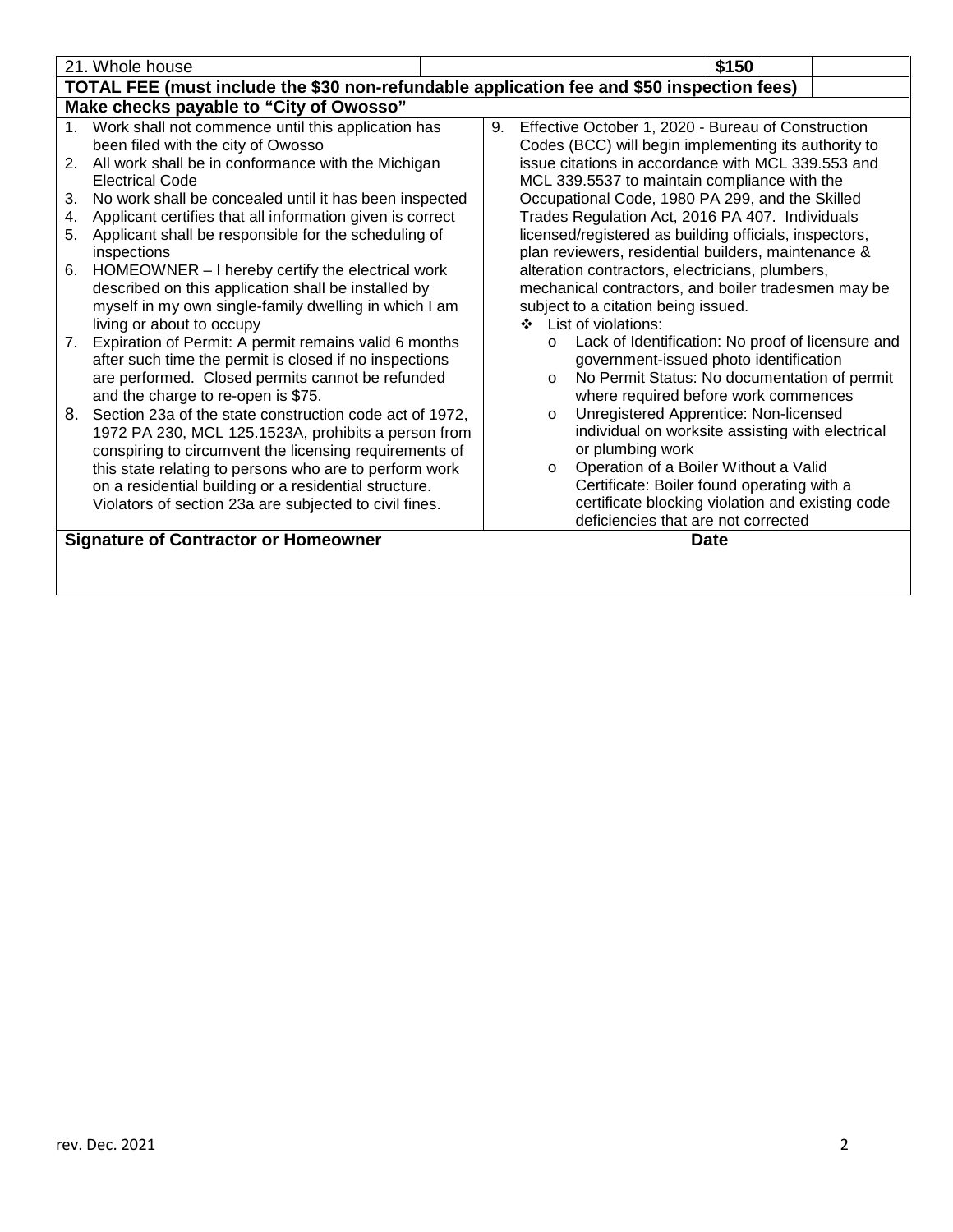| 21. Whole house | | $150 | | |
|---|---|---|---|---|
| **TOTAL FEE (must include the $30 non-refundable application fee and $50 inspection fees)** | | | | |

**Make checks payable to "City of Owosso"**

1. Work shall not commence until this application has been filed with the city of Owosso
2. All work shall be in conformance with the Michigan Electrical Code
3. No work shall be concealed until it has been inspected
4. Applicant certifies that all information given is correct
5. Applicant shall be responsible for the scheduling of inspections
6. HOMEOWNER – I hereby certify the electrical work described on this application shall be installed by myself in my own single-family dwelling in which I am living or about to occupy
7. Expiration of Permit: A permit remains valid 6 months after such time the permit is closed if no inspections are performed. Closed permits cannot be refunded and the charge to re-open is $75.
8. Section 23a of the state construction code act of 1972, 1972 PA 230, MCL 125.1523A, prohibits a person from conspiring to circumvent the licensing requirements of this state relating to persons who are to perform work on a residential building or a residential structure. Violators of section 23a are subjected to civil fines.
9. Effective October 1, 2020 - Bureau of Construction Codes (BCC) will begin implementing its authority to issue citations in accordance with MCL 339.553 and MCL 339.5537 to maintain compliance with the Occupational Code, 1980 PA 299, and the Skilled Trades Regulation Act, 2016 PA 407. Individuals licensed/registered as building officials, inspectors, plan reviewers, residential builders, maintenance & alteration contractors, electricians, plumbers, mechanical contractors, and boiler tradesmen may be subject to a citation being issued.
   - List of violations:
     - Lack of Identification: No proof of licensure and government-issued photo identification
     - No Permit Status: No documentation of permit where required before work commences
     - Unregistered Apprentice: Non-licensed individual on worksite assisting with electrical or plumbing work
     - Operation of a Boiler Without a Valid Certificate: Boiler found operating with a certificate blocking violation and existing code deficiencies that are not corrected

**Signature of Contractor or Homeowner** **Date**

rev. Dec. 2021